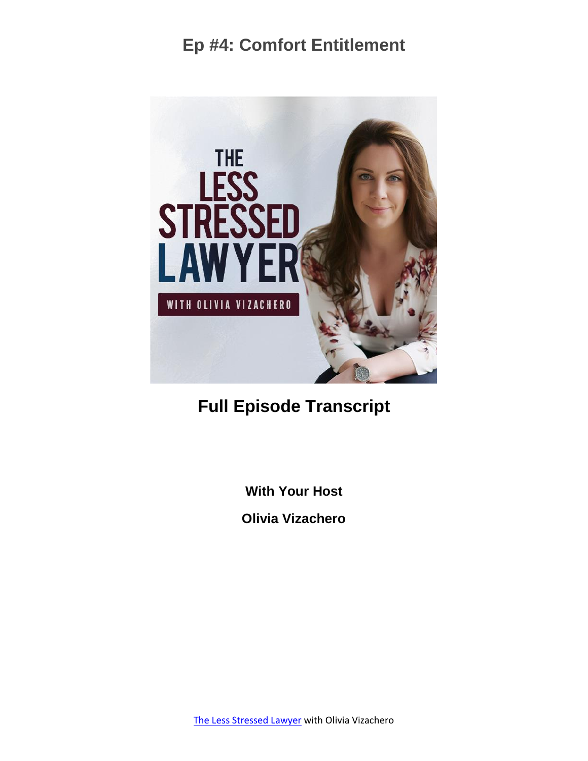# Ep #4: Comfort Entitlement

## Full Episode Transcript

**With Your Host**

**Olivia Vizachero**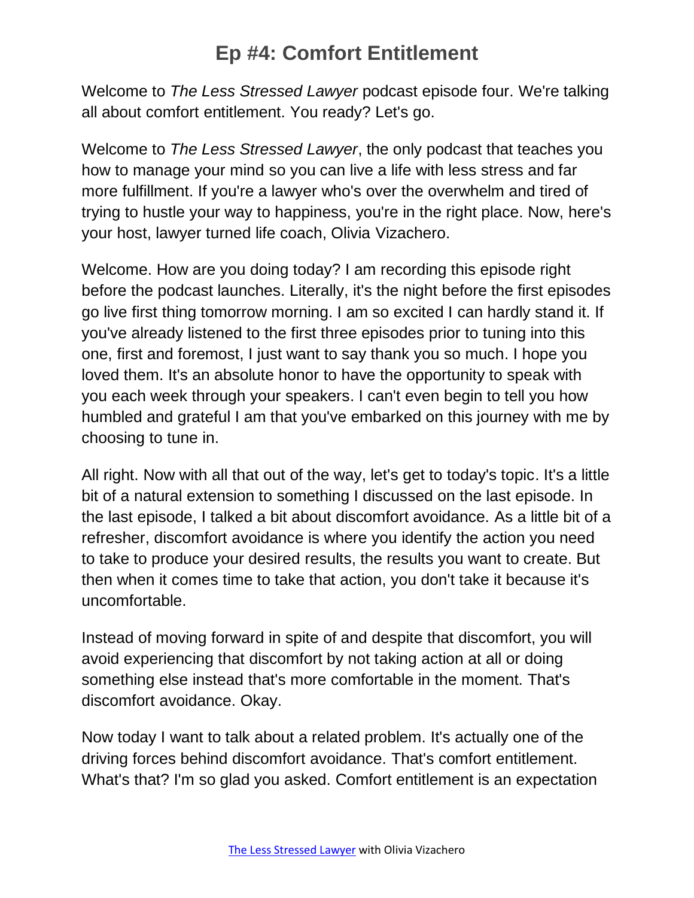# Ep #4: Comfort Entitlement

Welcome to *The Less Stressed Lawyer* podcast episode four. We're talking all about comfort entitlement. You ready? Let's go.

Welcome to *The Less Stressed Lawyer*, the only podcast that teaches you how to manage your mind so you can live a life with less stress and far more fulfillment. If you're a lawyer who's over the overwhelm and tired of trying to hustle your way to happiness, you're in the right place. Now, here's your host, lawyer turned life coach, Olivia Vizachero.

Welcome. How are you doing today? I am recording this episode right before the podcast launches. Literally, it's the night before the first episodes go live first thing tomorrow morning. I am so excited I can hardly stand it. If you've already listened to the first three episodes prior to tuning into this one, first and foremost, I just want to say thank you so much. I hope you loved them. It's an absolute honor to have the opportunity to speak with you each week through your speakers. I can't even begin to tell you how humbled and grateful I am that you've embarked on this journey with me by choosing to tune in.

All right. Now with all that out of the way, let's get to today's topic. It's a little bit of a natural extension to something I discussed on the last episode. In the last episode, I talked a bit about discomfort avoidance. As a little bit of a refresher, discomfort avoidance is where you identify the action you need to take to produce your desired results, the results you want to create. But then when it comes time to take that action, you don't take it because it's uncomfortable.

Instead of moving forward in spite of and despite that discomfort, you will avoid experiencing that discomfort by not taking action at all or doing something else instead that's more comfortable in the moment. That's discomfort avoidance. Okay.

Now today I want to talk about a related problem. It's actually one of the driving forces behind discomfort avoidance. That's comfort entitlement. What's that? I'm so glad you asked. Comfort entitlement is an expectation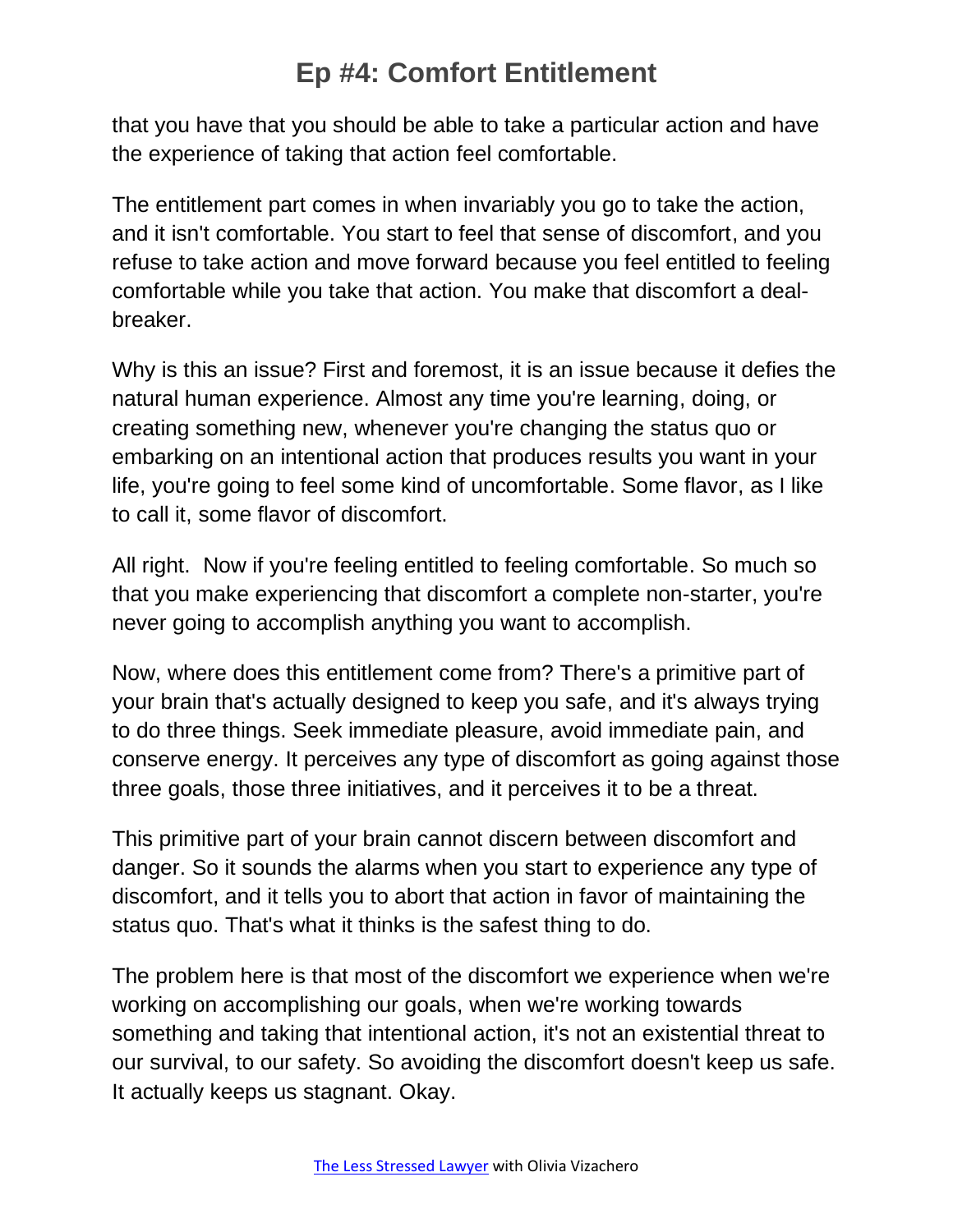that you have that you should be able to take a particular action and have the experience of taking that action feel comfortable.

The entitlement part comes in when invariably you go to take the action, and it isn't comfortable. You start to feel that sense of discomfort, and you refuse to take action and move forward because you feel entitled to feeling comfortable while you take that action. You make that discomfort a deal-breaker.

Why is this an issue? First and foremost, it is an issue because it defies the natural human experience. Almost any time you're learning, doing, or creating something new, whenever you're changing the status quo or embarking on an intentional action that produces results you want in your life, you're going to feel some kind of uncomfortable. Some flavor, as I like to call it, some flavor of discomfort.

All right. Now if you're feeling entitled to feeling comfortable. So much so that you make experiencing that discomfort a complete non-starter, you're never going to accomplish anything you want to accomplish.

Now, where does this entitlement come from? There's a primitive part of your brain that's actually designed to keep you safe, and it's always trying to do three things. Seek immediate pleasure, avoid immediate pain, and conserve energy. It perceives any type of discomfort as going against those three goals, those three initiatives, and it perceives it to be a threat.

This primitive part of your brain cannot discern between discomfort and danger. So it sounds the alarms when you start to experience any type of discomfort, and it tells you to abort that action in favor of maintaining the status quo. That's what it thinks is the safest thing to do.

The problem here is that most of the discomfort we experience when we're working on accomplishing our goals, when we're working towards something and taking that intentional action, it's not an existential threat to our survival, to our safety. So avoiding the discomfort doesn't keep us safe. It actually keeps us stagnant. Okay.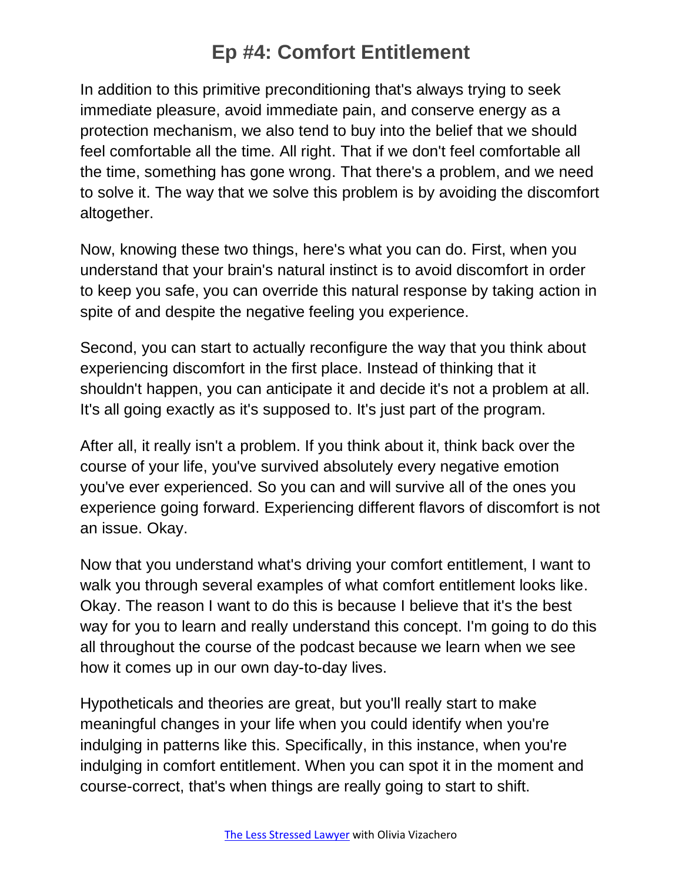In addition to this primitive preconditioning that's always trying to seek immediate pleasure, avoid immediate pain, and conserve energy as a protection mechanism, we also tend to buy into the belief that we should feel comfortable all the time. All right. That if we don't feel comfortable all the time, something has gone wrong. That there's a problem, and we need to solve it. The way that we solve this problem is by avoiding the discomfort altogether.

Now, knowing these two things, here's what you can do. First, when you understand that your brain's natural instinct is to avoid discomfort in order to keep you safe, you can override this natural response by taking action in spite of and despite the negative feeling you experience.

Second, you can start to actually reconfigure the way that you think about experiencing discomfort in the first place. Instead of thinking that it shouldn't happen, you can anticipate it and decide it's not a problem at all. It's all going exactly as it's supposed to. It's just part of the program.

After all, it really isn't a problem. If you think about it, think back over the course of your life, you've survived absolutely every negative emotion you've ever experienced. So you can and will survive all of the ones you experience going forward. Experiencing different flavors of discomfort is not an issue. Okay.

Now that you understand what's driving your comfort entitlement, I want to walk you through several examples of what comfort entitlement looks like. Okay. The reason I want to do this is because I believe that it's the best way for you to learn and really understand this concept. I'm going to do this all throughout the course of the podcast because we learn when we see how it comes up in our own day-to-day lives.

Hypotheticals and theories are great, but you'll really start to make meaningful changes in your life when you could identify when you're indulging in patterns like this. Specifically, in this instance, when you're indulging in comfort entitlement. When you can spot it in the moment and course-correct, that's when things are really going to start to shift.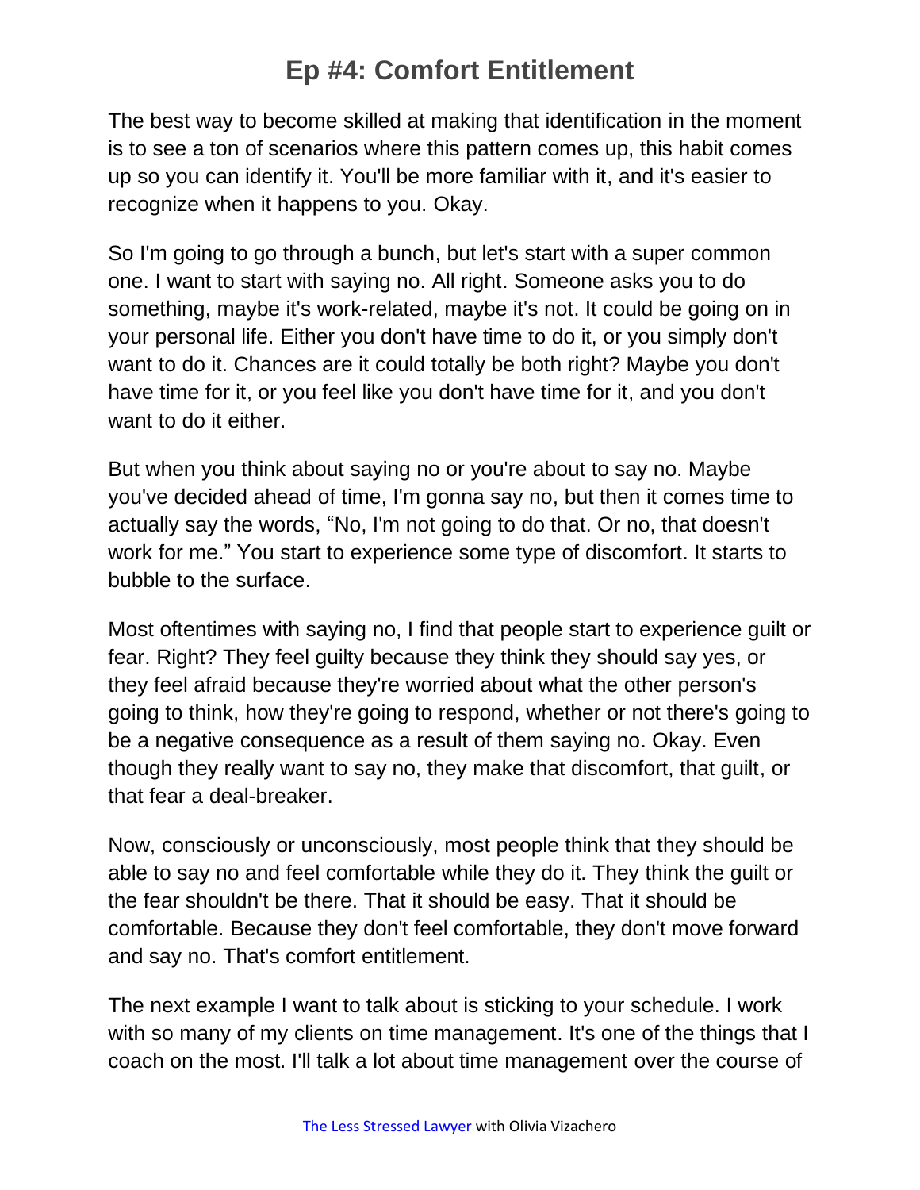The best way to become skilled at making that identification in the moment is to see a ton of scenarios where this pattern comes up, this habit comes up so you can identify it. You'll be more familiar with it, and it's easier to recognize when it happens to you. Okay.

So I'm going to go through a bunch, but let's start with a super common one. I want to start with saying no. All right. Someone asks you to do something, maybe it's work-related, maybe it's not. It could be going on in your personal life. Either you don't have time to do it, or you simply don't want to do it. Chances are it could totally be both right? Maybe you don't have time for it, or you feel like you don't have time for it, and you don't want to do it either.

But when you think about saying no or you're about to say no. Maybe you've decided ahead of time, I'm gonna say no, but then it comes time to actually say the words, "No, I'm not going to do that. Or no, that doesn't work for me." You start to experience some type of discomfort. It starts to bubble to the surface.

Most oftentimes with saying no, I find that people start to experience guilt or fear. Right? They feel guilty because they think they should say yes, or they feel afraid because they're worried about what the other person's going to think, how they're going to respond, whether or not there's going to be a negative consequence as a result of them saying no. Okay. Even though they really want to say no, they make that discomfort, that guilt, or that fear a deal-breaker.

Now, consciously or unconsciously, most people think that they should be able to say no and feel comfortable while they do it. They think the guilt or the fear shouldn't be there. That it should be easy. That it should be comfortable. Because they don't feel comfortable, they don't move forward and say no. That's comfort entitlement.

The next example I want to talk about is sticking to your schedule. I work with so many of my clients on time management. It's one of the things that I coach on the most. I'll talk a lot about time management over the course of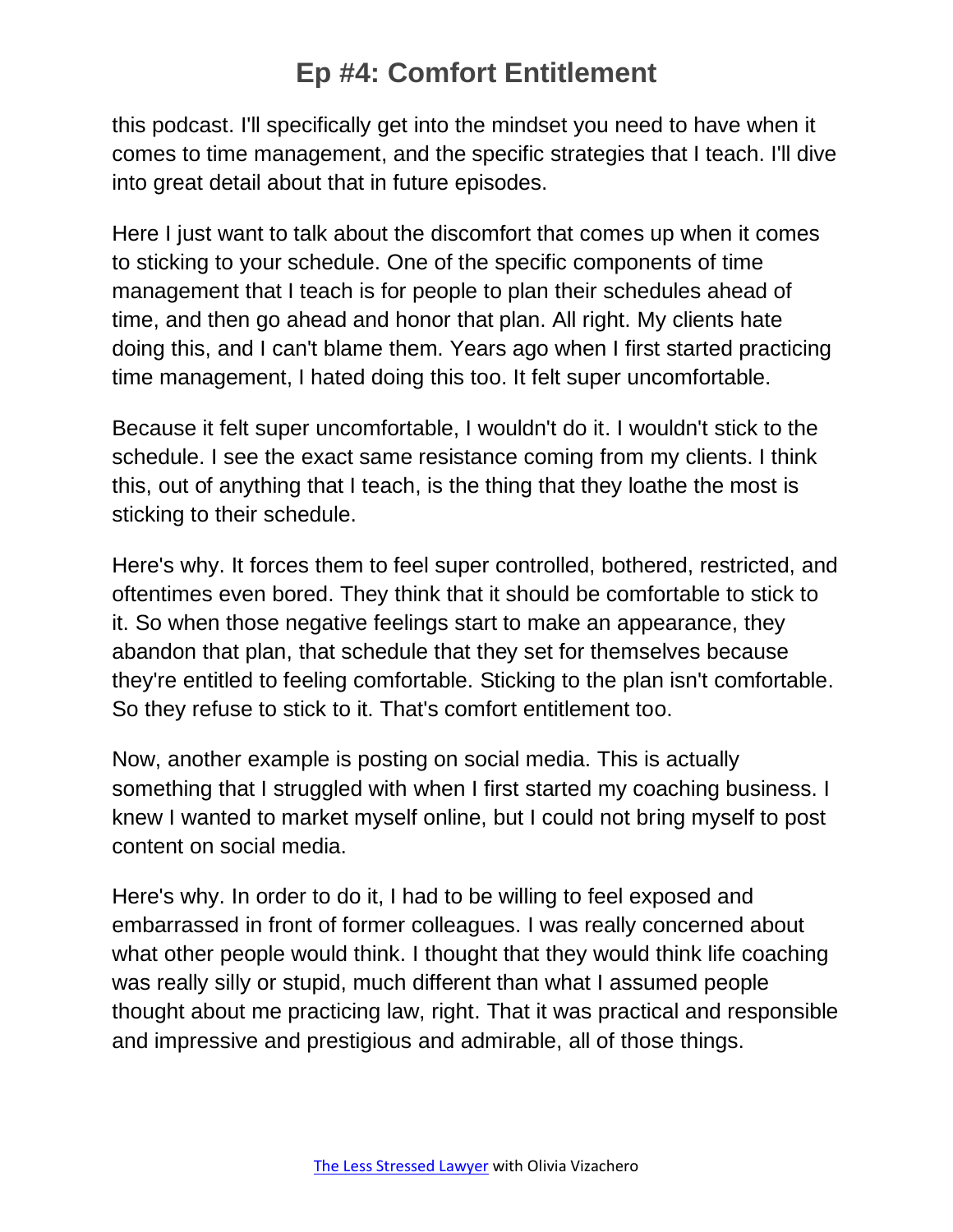this podcast. I'll specifically get into the mindset you need to have when it comes to time management, and the specific strategies that I teach. I'll dive into great detail about that in future episodes.

Here I just want to talk about the discomfort that comes up when it comes to sticking to your schedule. One of the specific components of time management that I teach is for people to plan their schedules ahead of time, and then go ahead and honor that plan. All right. My clients hate doing this, and I can't blame them. Years ago when I first started practicing time management, I hated doing this too. It felt super uncomfortable.

Because it felt super uncomfortable, I wouldn't do it. I wouldn't stick to the schedule. I see the exact same resistance coming from my clients. I think this, out of anything that I teach, is the thing that they loathe the most is sticking to their schedule.

Here's why. It forces them to feel super controlled, bothered, restricted, and oftentimes even bored. They think that it should be comfortable to stick to it. So when those negative feelings start to make an appearance, they abandon that plan, that schedule that they set for themselves because they're entitled to feeling comfortable. Sticking to the plan isn't comfortable. So they refuse to stick to it. That's comfort entitlement too.

Now, another example is posting on social media. This is actually something that I struggled with when I first started my coaching business. I knew I wanted to market myself online, but I could not bring myself to post content on social media.

Here's why. In order to do it, I had to be willing to feel exposed and embarrassed in front of former colleagues. I was really concerned about what other people would think. I thought that they would think life coaching was really silly or stupid, much different than what I assumed people thought about me practicing law, right. That it was practical and responsible and impressive and prestigious and admirable, all of those things.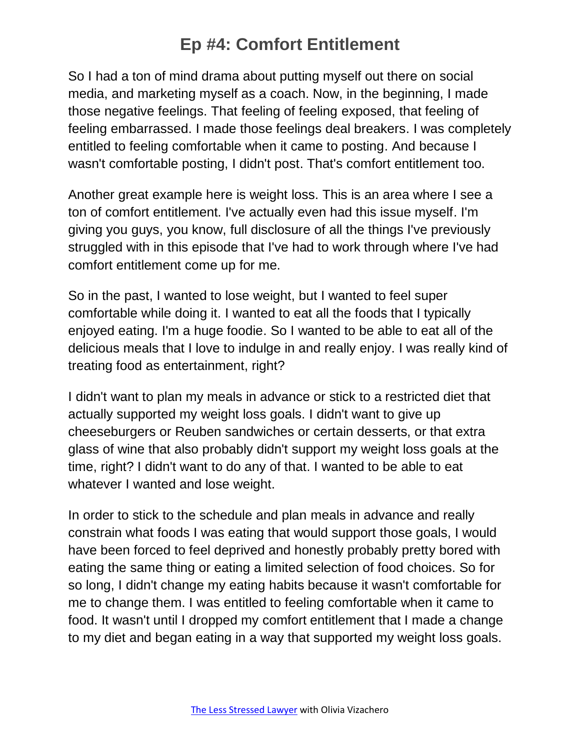So I had a ton of mind drama about putting myself out there on social media, and marketing myself as a coach. Now, in the beginning, I made those negative feelings. That feeling of feeling exposed, that feeling of feeling embarrassed. I made those feelings deal breakers. I was completely entitled to feeling comfortable when it came to posting. And because I wasn't comfortable posting, I didn't post. That's comfort entitlement too.

Another great example here is weight loss. This is an area where I see a ton of comfort entitlement. I've actually even had this issue myself. I'm giving you guys, you know, full disclosure of all the things I've previously struggled with in this episode that I've had to work through where I've had comfort entitlement come up for me.

So in the past, I wanted to lose weight, but I wanted to feel super comfortable while doing it. I wanted to eat all the foods that I typically enjoyed eating. I'm a huge foodie. So I wanted to be able to eat all of the delicious meals that I love to indulge in and really enjoy. I was really kind of treating food as entertainment, right?

I didn't want to plan my meals in advance or stick to a restricted diet that actually supported my weight loss goals. I didn't want to give up cheeseburgers or Reuben sandwiches or certain desserts, or that extra glass of wine that also probably didn't support my weight loss goals at the time, right? I didn't want to do any of that. I wanted to be able to eat whatever I wanted and lose weight.

In order to stick to the schedule and plan meals in advance and really constrain what foods I was eating that would support those goals, I would have been forced to feel deprived and honestly probably pretty bored with eating the same thing or eating a limited selection of food choices. So for so long, I didn't change my eating habits because it wasn't comfortable for me to change them. I was entitled to feeling comfortable when it came to food. It wasn't until I dropped my comfort entitlement that I made a change to my diet and began eating in a way that supported my weight loss goals.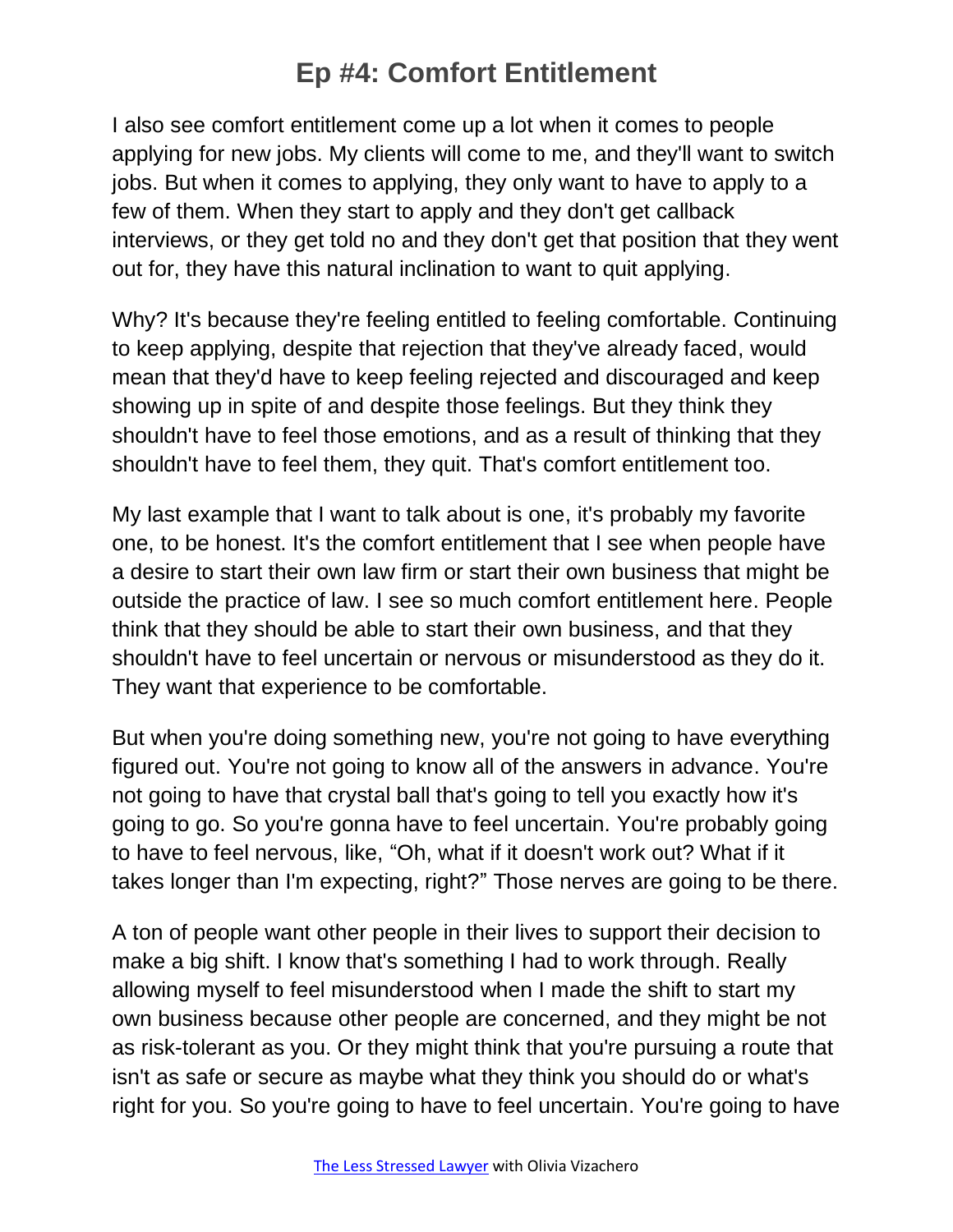I also see comfort entitlement come up a lot when it comes to people applying for new jobs. My clients will come to me, and they'll want to switch jobs. But when it comes to applying, they only want to have to apply to a few of them. When they start to apply and they don't get callback interviews, or they get told no and they don't get that position that they went out for, they have this natural inclination to want to quit applying.

Why? It's because they're feeling entitled to feeling comfortable. Continuing to keep applying, despite that rejection that they've already faced, would mean that they'd have to keep feeling rejected and discouraged and keep showing up in spite of and despite those feelings. But they think they shouldn't have to feel those emotions, and as a result of thinking that they shouldn't have to feel them, they quit. That's comfort entitlement too.

My last example that I want to talk about is one, it's probably my favorite one, to be honest. It's the comfort entitlement that I see when people have a desire to start their own law firm or start their own business that might be outside the practice of law. I see so much comfort entitlement here. People think that they should be able to start their own business, and that they shouldn't have to feel uncertain or nervous or misunderstood as they do it. They want that experience to be comfortable.

But when you're doing something new, you're not going to have everything figured out. You're not going to know all of the answers in advance. You're not going to have that crystal ball that's going to tell you exactly how it's going to go. So you're gonna have to feel uncertain. You're probably going to have to feel nervous, like, "Oh, what if it doesn't work out? What if it takes longer than I'm expecting, right?" Those nerves are going to be there.

A ton of people want other people in their lives to support their decision to make a big shift. I know that's something I had to work through. Really allowing myself to feel misunderstood when I made the shift to start my own business because other people are concerned, and they might be not as risk-tolerant as you. Or they might think that you're pursuing a route that isn't as safe or secure as maybe what they think you should do or what's right for you. So you're going to have to feel uncertain. You're going to have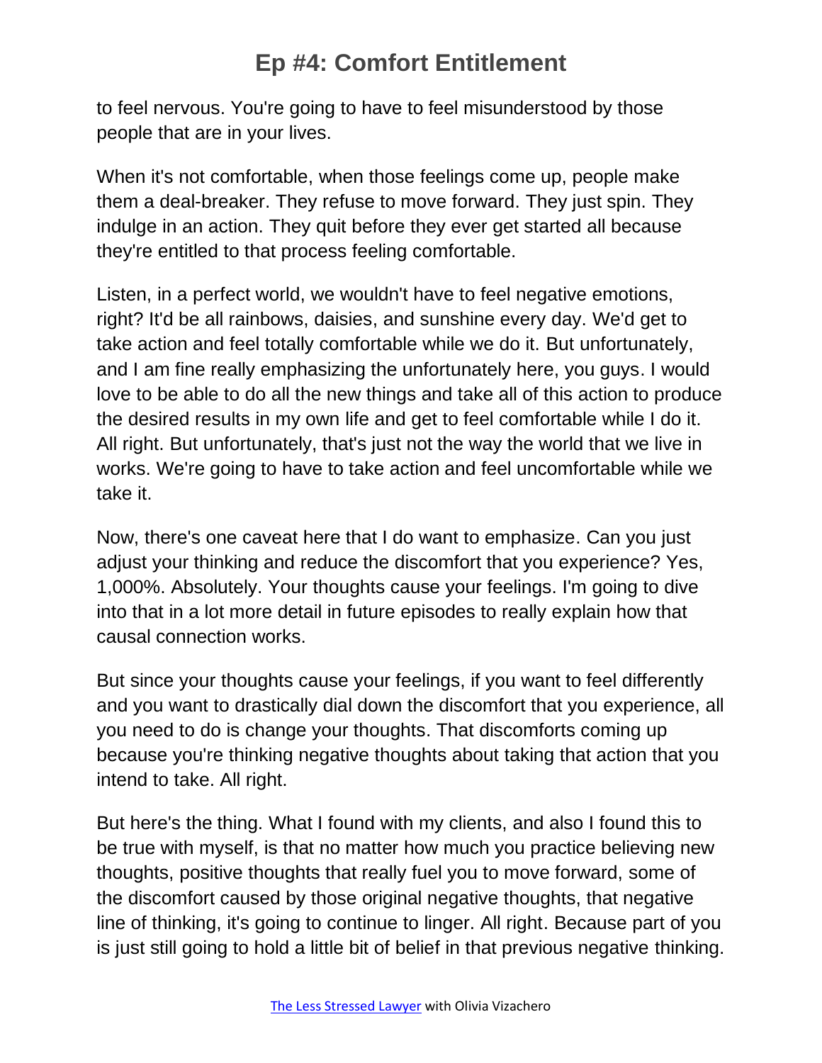to feel nervous. You're going to have to feel misunderstood by those people that are in your lives.

When it's not comfortable, when those feelings come up, people make them a deal-breaker. They refuse to move forward. They just spin. They indulge in an action. They quit before they ever get started all because they're entitled to that process feeling comfortable.

Listen, in a perfect world, we wouldn't have to feel negative emotions, right? It'd be all rainbows, daisies, and sunshine every day. We'd get to take action and feel totally comfortable while we do it. But unfortunately, and I am fine really emphasizing the unfortunately here, you guys. I would love to be able to do all the new things and take all of this action to produce the desired results in my own life and get to feel comfortable while I do it. All right. But unfortunately, that's just not the way the world that we live in works. We're going to have to take action and feel uncomfortable while we take it.

Now, there's one caveat here that I do want to emphasize. Can you just adjust your thinking and reduce the discomfort that you experience? Yes, 1,000%. Absolutely. Your thoughts cause your feelings. I'm going to dive into that in a lot more detail in future episodes to really explain how that causal connection works.

But since your thoughts cause your feelings, if you want to feel differently and you want to drastically dial down the discomfort that you experience, all you need to do is change your thoughts. That discomforts coming up because you're thinking negative thoughts about taking that action that you intend to take. All right.

But here's the thing. What I found with my clients, and also I found this to be true with myself, is that no matter how much you practice believing new thoughts, positive thoughts that really fuel you to move forward, some of the discomfort caused by those original negative thoughts, that negative line of thinking, it's going to continue to linger. All right. Because part of you is just still going to hold a little bit of belief in that previous negative thinking.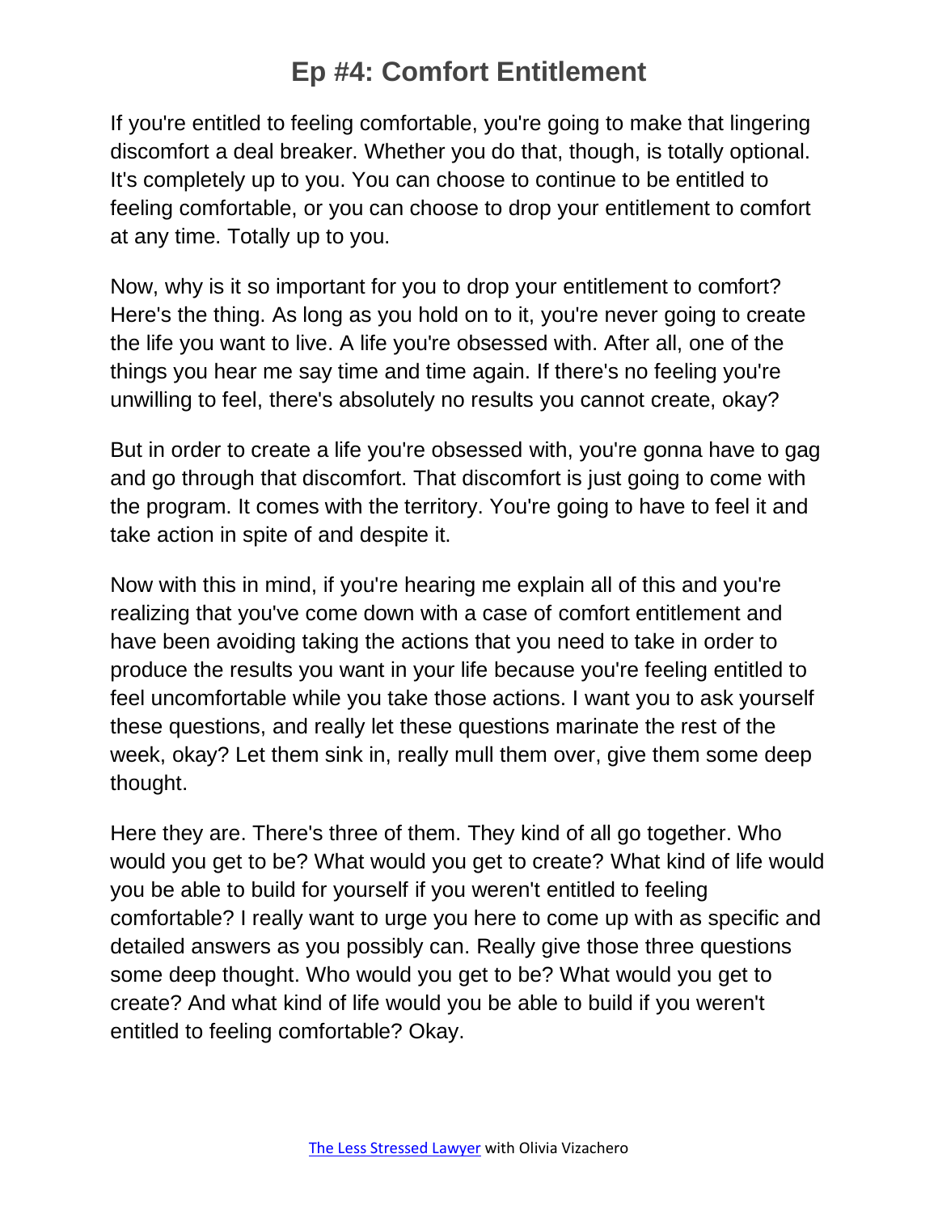# Ep #4: Comfort Entitlement

If you're entitled to feeling comfortable, you're going to make that lingering discomfort a deal breaker. Whether you do that, though, is totally optional. It's completely up to you. You can choose to continue to be entitled to feeling comfortable, or you can choose to drop your entitlement to comfort at any time. Totally up to you.

Now, why is it so important for you to drop your entitlement to comfort? Here's the thing. As long as you hold on to it, you're never going to create the life you want to live. A life you're obsessed with. After all, one of the things you hear me say time and time again. If there's no feeling you're unwilling to feel, there's absolutely no results you cannot create, okay?

But in order to create a life you're obsessed with, you're gonna have to gag and go through that discomfort. That discomfort is just going to come with the program. It comes with the territory. You're going to have to feel it and take action in spite of and despite it.

Now with this in mind, if you're hearing me explain all of this and you're realizing that you've come down with a case of comfort entitlement and have been avoiding taking the actions that you need to take in order to produce the results you want in your life because you're feeling entitled to feel uncomfortable while you take those actions. I want you to ask yourself these questions, and really let these questions marinate the rest of the week, okay? Let them sink in, really mull them over, give them some deep thought.

Here they are. There's three of them. They kind of all go together. Who would you get to be? What would you get to create? What kind of life would you be able to build for yourself if you weren't entitled to feeling comfortable? I really want to urge you here to come up with as specific and detailed answers as you possibly can. Really give those three questions some deep thought. Who would you get to be? What would you get to create? And what kind of life would you be able to build if you weren't entitled to feeling comfortable? Okay.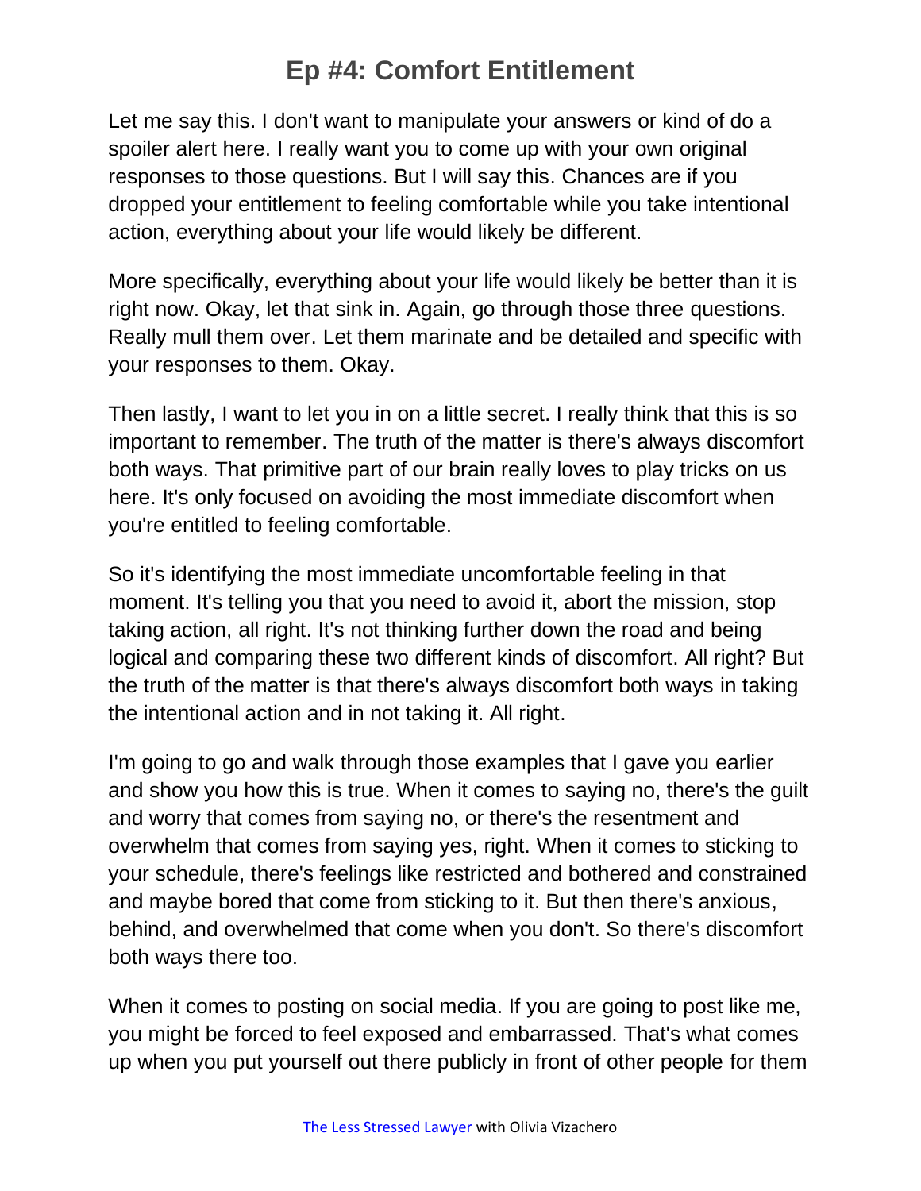# Ep #4: Comfort Entitlement

Let me say this. I don't want to manipulate your answers or kind of do a spoiler alert here. I really want you to come up with your own original responses to those questions. But I will say this. Chances are if you dropped your entitlement to feeling comfortable while you take intentional action, everything about your life would likely be different.

More specifically, everything about your life would likely be better than it is right now. Okay, let that sink in. Again, go through those three questions. Really mull them over. Let them marinate and be detailed and specific with your responses to them. Okay.

Then lastly, I want to let you in on a little secret. I really think that this is so important to remember. The truth of the matter is there's always discomfort both ways. That primitive part of our brain really loves to play tricks on us here. It's only focused on avoiding the most immediate discomfort when you're entitled to feeling comfortable.

So it's identifying the most immediate uncomfortable feeling in that moment. It's telling you that you need to avoid it, abort the mission, stop taking action, all right. It's not thinking further down the road and being logical and comparing these two different kinds of discomfort. All right? But the truth of the matter is that there's always discomfort both ways in taking the intentional action and in not taking it. All right.

I'm going to go and walk through those examples that I gave you earlier and show you how this is true. When it comes to saying no, there's the guilt and worry that comes from saying no, or there's the resentment and overwhelm that comes from saying yes, right. When it comes to sticking to your schedule, there's feelings like restricted and bothered and constrained and maybe bored that come from sticking to it. But then there's anxious, behind, and overwhelmed that come when you don't. So there's discomfort both ways there too.

When it comes to posting on social media. If you are going to post like me, you might be forced to feel exposed and embarrassed. That's what comes up when you put yourself out there publicly in front of other people for them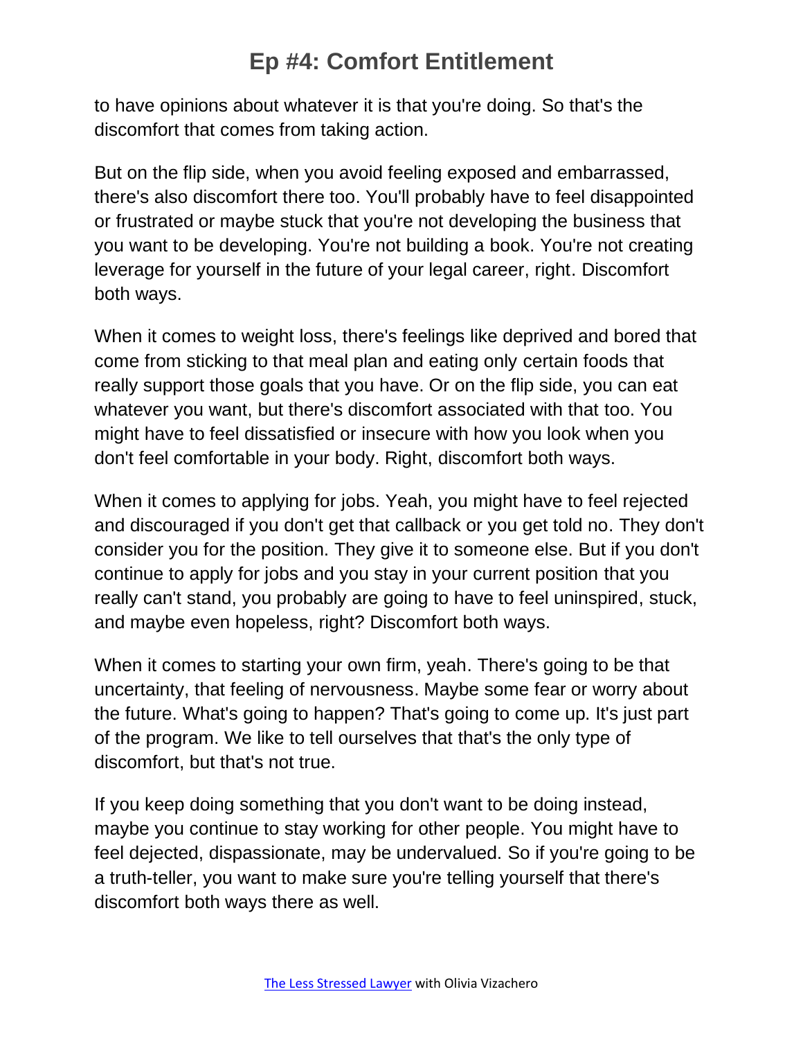to have opinions about whatever it is that you're doing. So that's the discomfort that comes from taking action.

But on the flip side, when you avoid feeling exposed and embarrassed, there's also discomfort there too. You'll probably have to feel disappointed or frustrated or maybe stuck that you're not developing the business that you want to be developing. You're not building a book. You're not creating leverage for yourself in the future of your legal career, right. Discomfort both ways.

When it comes to weight loss, there's feelings like deprived and bored that come from sticking to that meal plan and eating only certain foods that really support those goals that you have. Or on the flip side, you can eat whatever you want, but there's discomfort associated with that too. You might have to feel dissatisfied or insecure with how you look when you don't feel comfortable in your body. Right, discomfort both ways.

When it comes to applying for jobs. Yeah, you might have to feel rejected and discouraged if you don't get that callback or you get told no. They don't consider you for the position. They give it to someone else. But if you don't continue to apply for jobs and you stay in your current position that you really can't stand, you probably are going to have to feel uninspired, stuck, and maybe even hopeless, right? Discomfort both ways.

When it comes to starting your own firm, yeah. There's going to be that uncertainty, that feeling of nervousness. Maybe some fear or worry about the future. What's going to happen? That's going to come up. It's just part of the program. We like to tell ourselves that that's the only type of discomfort, but that's not true.

If you keep doing something that you don't want to be doing instead, maybe you continue to stay working for other people. You might have to feel dejected, dispassionate, may be undervalued. So if you're going to be a truth-teller, you want to make sure you're telling yourself that there's discomfort both ways there as well.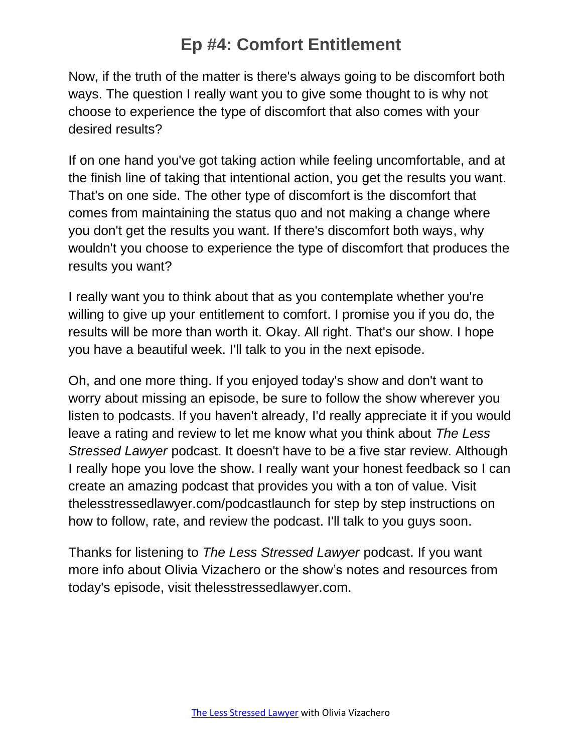Now, if the truth of the matter is there's always going to be discomfort both ways. The question I really want you to give some thought to is why not choose to experience the type of discomfort that also comes with your desired results?

If on one hand you've got taking action while feeling uncomfortable, and at the finish line of taking that intentional action, you get the results you want. That's on one side. The other type of discomfort is the discomfort that comes from maintaining the status quo and not making a change where you don't get the results you want. If there's discomfort both ways, why wouldn't you choose to experience the type of discomfort that produces the results you want?

I really want you to think about that as you contemplate whether you're willing to give up your entitlement to comfort. I promise you if you do, the results will be more than worth it. Okay. All right. That's our show. I hope you have a beautiful week. I'll talk to you in the next episode.

Oh, and one more thing. If you enjoyed today's show and don't want to worry about missing an episode, be sure to follow the show wherever you listen to podcasts. If you haven't already, I'd really appreciate it if you would leave a rating and review to let me know what you think about *The Less Stressed Lawyer* podcast. It doesn't have to be a five star review. Although I really hope you love the show. I really want your honest feedback so I can create an amazing podcast that provides you with a ton of value. Visit thelesstressedlawyer.com/podcastlaunch for step by step instructions on how to follow, rate, and review the podcast. I'll talk to you guys soon.

Thanks for listening to *The Less Stressed Lawyer* podcast. If you want more info about Olivia Vizachero or the show's notes and resources from today's episode, visit thelesstressedlawyer.com.